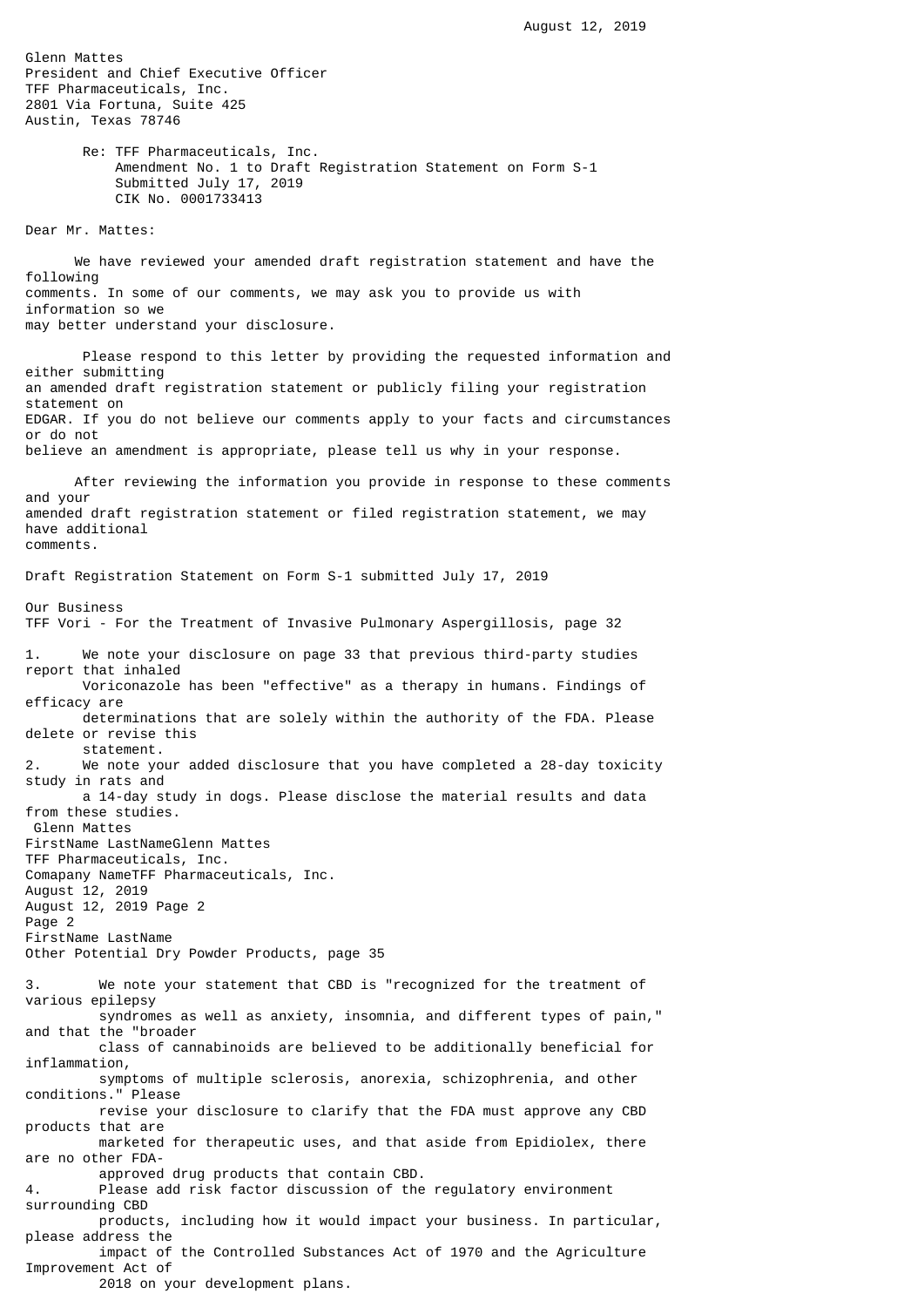August 12, 2019

Glenn Mattes
President and Chief Executive Officer
TFF Pharmaceuticals, Inc.
2801 Via Fortuna, Suite 425
Austin, Texas 78746

Re: TFF Pharmaceuticals, Inc.
Amendment No. 1 to Draft Registration Statement on Form S-1
Submitted July 17, 2019
CIK No. 0001733413

Dear Mr. Mattes:

We have reviewed your amended draft registration statement and have the following comments. In some of our comments, we may ask you to provide us with information so we may better understand your disclosure.

Please respond to this letter by providing the requested information and either submitting an amended draft registration statement or publicly filing your registration statement on EDGAR. If you do not believe our comments apply to your facts and circumstances or do not believe an amendment is appropriate, please tell us why in your response.

After reviewing the information you provide in response to these comments and your amended draft registration statement or filed registration statement, we may have additional comments.

Draft Registration Statement on Form S-1 submitted July 17, 2019

Our Business
TFF Vori - For the Treatment of Invasive Pulmonary Aspergillosis, page 32

1. We note your disclosure on page 33 that previous third-party studies report that inhaled Voriconazole has been "effective" as a therapy in humans. Findings of efficacy are determinations that are solely within the authority of the FDA. Please delete or revise this statement.
2. We note your added disclosure that you have completed a 28-day toxicity study in rats and a 14-day study in dogs. Please disclose the material results and data from these studies.

Other Potential Dry Powder Products, page 35

3. We note your statement that CBD is "recognized for the treatment of various epilepsy syndromes as well as anxiety, insomnia, and different types of pain," and that the "broader class of cannabinoids are believed to be additionally beneficial for inflammation, symptoms of multiple sclerosis, anorexia, schizophrenia, and other conditions." Please revise your disclosure to clarify that the FDA must approve any CBD products that are marketed for therapeutic uses, and that aside from Epidiolex, there are no other FDA-approved drug products that contain CBD.
4. Please add risk factor discussion of the regulatory environment surrounding CBD products, including how it would impact your business. In particular, please address the impact of the Controlled Substances Act of 1970 and the Agriculture Improvement Act of 2018 on your development plans.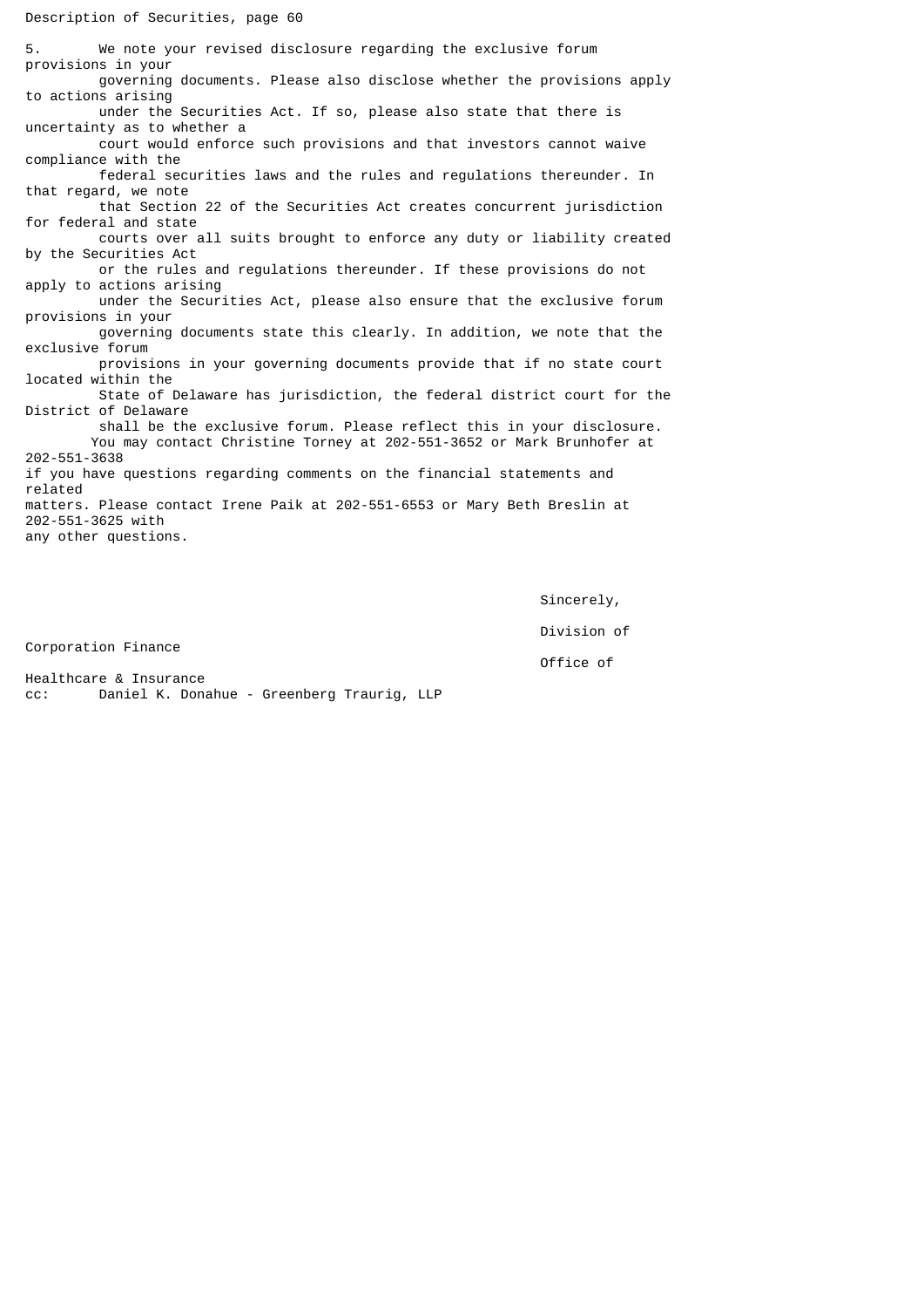Description of Securities, page 60

5. We note your revised disclosure regarding the exclusive forum provisions in your governing documents. Please also disclose whether the provisions apply to actions arising under the Securities Act. If so, please also state that there is uncertainty as to whether a court would enforce such provisions and that investors cannot waive compliance with the federal securities laws and the rules and regulations thereunder. In that regard, we note that Section 22 of the Securities Act creates concurrent jurisdiction for federal and state courts over all suits brought to enforce any duty or liability created by the Securities Act or the rules and regulations thereunder. If these provisions do not apply to actions arising under the Securities Act, please also ensure that the exclusive forum provisions in your governing documents state this clearly. In addition, we note that the exclusive forum provisions in your governing documents provide that if no state court located within the State of Delaware has jurisdiction, the federal district court for the District of Delaware shall be the exclusive forum. Please reflect this in your disclosure.

You may contact Christine Torney at 202-551-3652 or Mark Brunhofer at 202-551-3638 if you have questions regarding comments on the financial statements and related matters. Please contact Irene Paik at 202-551-6553 or Mary Beth Breslin at 202-551-3625 with any other questions.

Sincerely,

Division of Corporation Finance

Office of Healthcare & Insurance

cc: Daniel K. Donahue - Greenberg Traurig, LLP